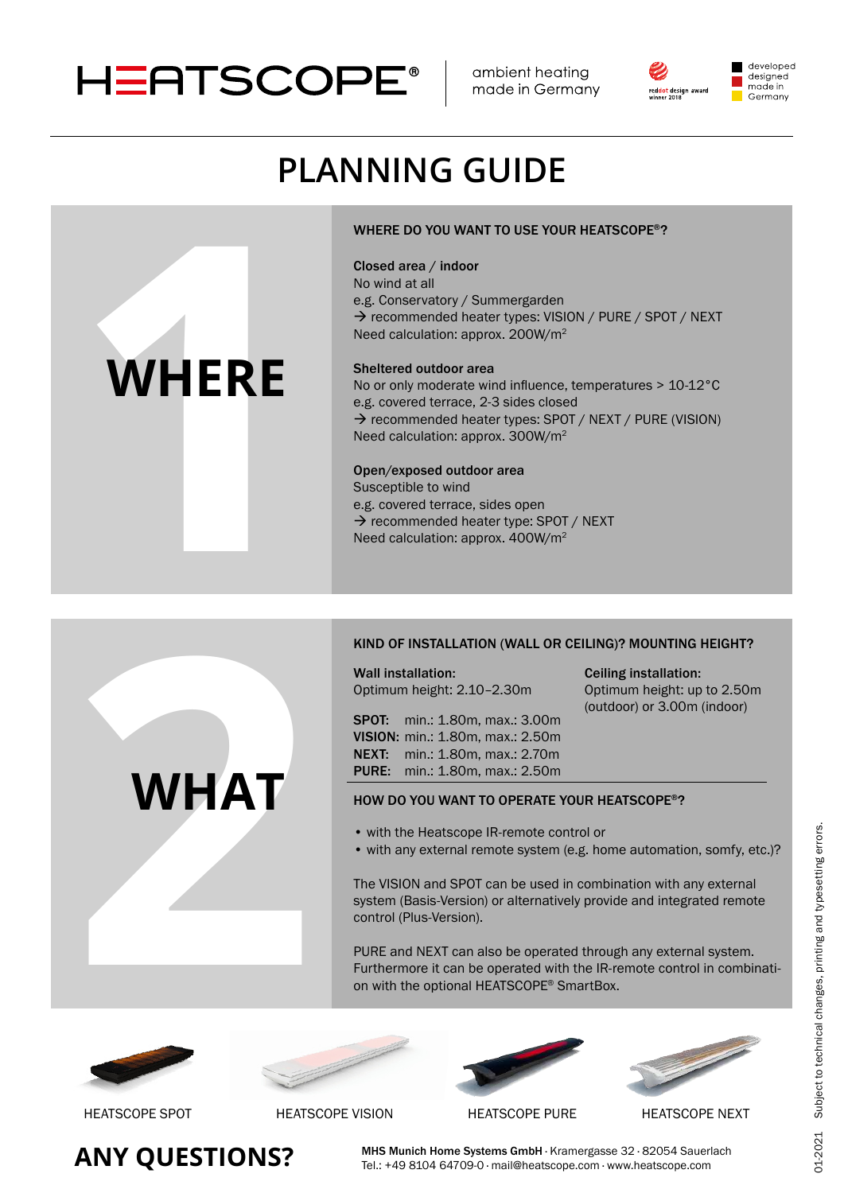HEATSCOPE®

ambient heating made in Germany

developed designed made in Germany

# PLANNING GUIDE

## 1 WHERE

**WHERE DO YOU WANT TO USE YOUR HEATSCOPE®?**

**Closed area / indoor**
No wind at all
e.g. Conservatory / Summergarden
→ recommended heater types: VISION / PURE / SPOT / NEXT
Need calculation: approx. 200W/m²

**Sheltered outdoor area**
No or only moderate wind influence, temperatures > 10-12°C
e.g. covered terrace, 2-3 sides closed
→ recommended heater types: SPOT / NEXT / PURE (VISION)
Need calculation: approx. 300W/m²

**Open/exposed outdoor area**
Susceptible to wind
e.g. covered terrace, sides open
→ recommended heater type: SPOT / NEXT
Need calculation: approx. 400W/m²

## 2 WHAT

**KIND OF INSTALLATION (WALL OR CEILING)? MOUNTING HEIGHT?**

**Wall installation:**
Optimum height: 2.10–2.30m

**SPOT:** min.: 1.80m, max.: 3.00m
**VISION:** min.: 1.80m, max.: 2.50m
**NEXT:** min.: 1.80m, max.: 2.70m
**PURE:** min.: 1.80m, max.: 2.50m

**Ceiling installation:**
Optimum height: up to 2.50m (outdoor) or 3.00m (indoor)

**HOW DO YOU WANT TO OPERATE YOUR HEATSCOPE®?**

- with the Heatscope IR-remote control or
- with any external remote system (e.g. home automation, somfy, etc.)?

The VISION and SPOT can be used in combination with any external system (Basis-Version) or alternatively provide and integrated remote control (Plus-Version).

PURE and NEXT can also be operated through any external system. Furthermore it can be operated with the IR-remote control in combination with the optional HEATSCOPE® SmartBox.

HEATSCOPE SPOT | HEATSCOPE VISION | HEATSCOPE PURE | HEATSCOPE NEXT

## ANY QUESTIONS?

**MHS Munich Home Systems GmbH** · Kramergasse 32 · 82054 Sauerlach
Tel.: +49 8104 64709-0 · mail@heatscope.com · www.heatscope.com

01-2021 Subject to technical changes, printing and typesetting errors.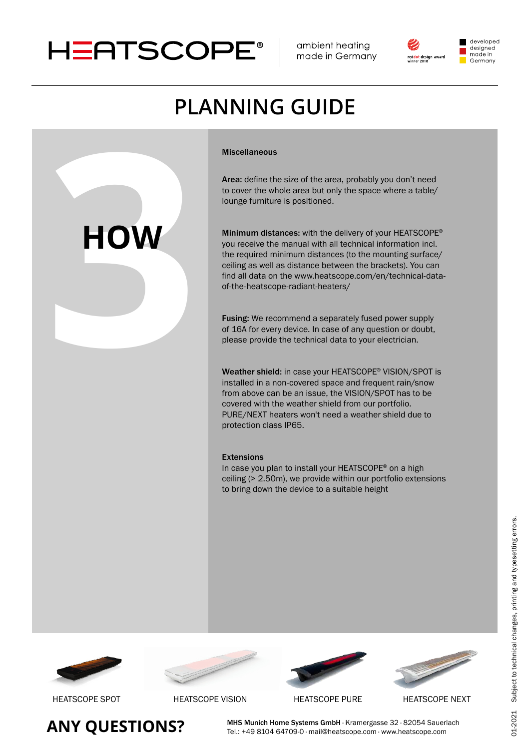# PLANNING GUIDE

## 3 HOW

### Miscellaneous

**Area:** define the size of the area, probably you don't need to cover the whole area but only the space where a table/ lounge furniture is positioned.

**Minimum distances:** with the delivery of your HEATSCOPE® you receive the manual with all technical information incl. the required minimum distances (to the mounting surface/ ceiling as well as distance between the brackets). You can find all data on the www.heatscope.com/en/technical-data-of-the-heatscope-radiant-heaters/

**Fusing:** We recommend a separately fused power supply of 16A for every device. In case of any question or doubt, please provide the technical data to your electrician.

**Weather shield:** in case your HEATSCOPE® VISION/SPOT is installed in a non-covered space and frequent rain/snow from above can be an issue, the VISION/SPOT has to be covered with the weather shield from our portfolio. PURE/NEXT heaters won't need a weather shield due to protection class IP65.

### Extensions

In case you plan to install your HEATSCOPE® on a high ceiling (> 2.50m), we provide within our portfolio extensions to bring down the device to a suitable height

HEATSCOPE SPOT

HEATSCOPE VISION

HEATSCOPE PURE

HEATSCOPE NEXT

## ANY QUESTIONS?

**MHS Munich Home Systems GmbH** · Kramergasse 32 · 82054 Sauerlach
Tel.: +49 8104 64709-0 · mail@heatscope.com · www.heatscope.com

01-2021 Subject to technical changes, printing and typesetting errors.